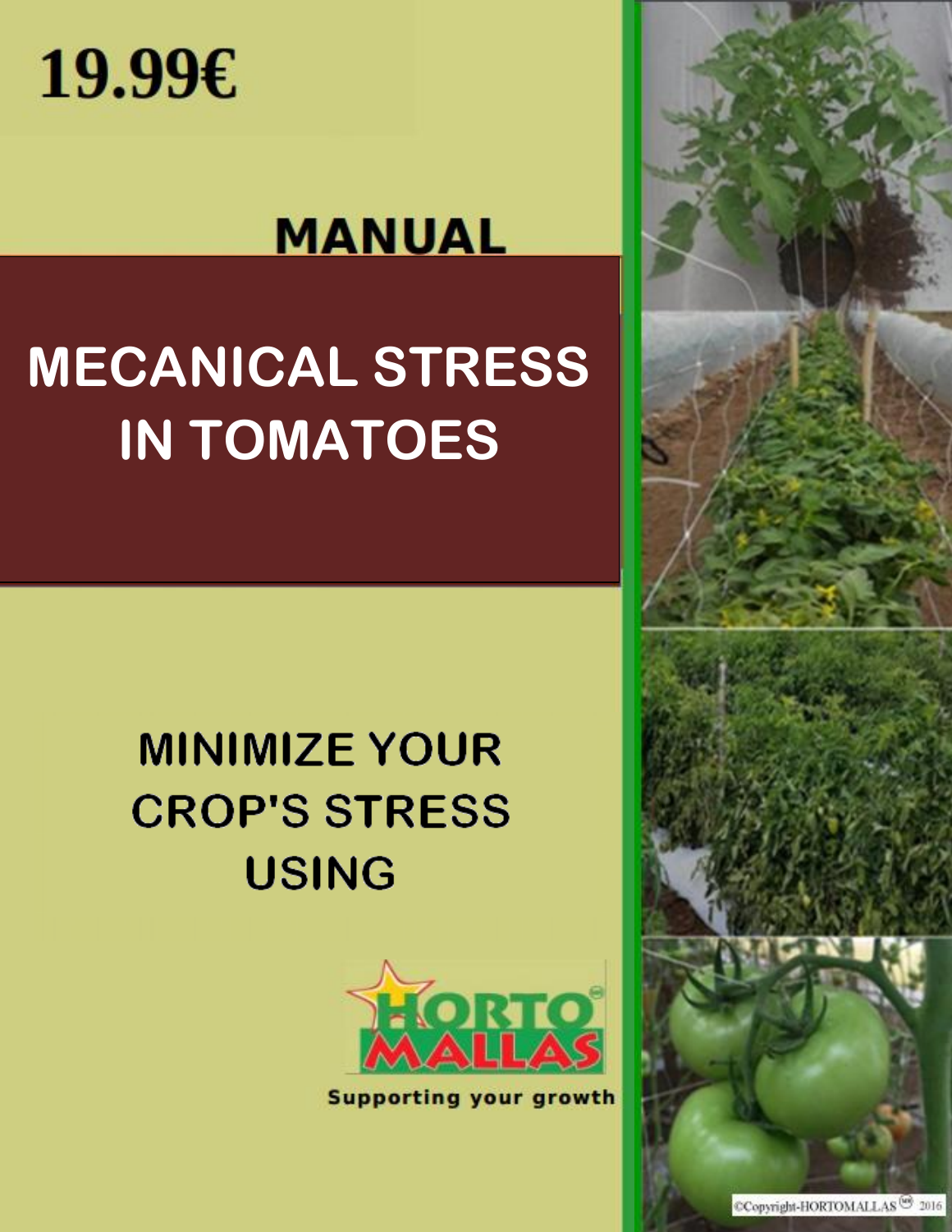19.99€

MANUAL

# MECANICAL STRESS IN TOMATOES

MINIMIZE YOUR CROP'S STRESS USING

HORTOMALLAS

Supporting your growth

©Copyright-HORTOMALLAS 2016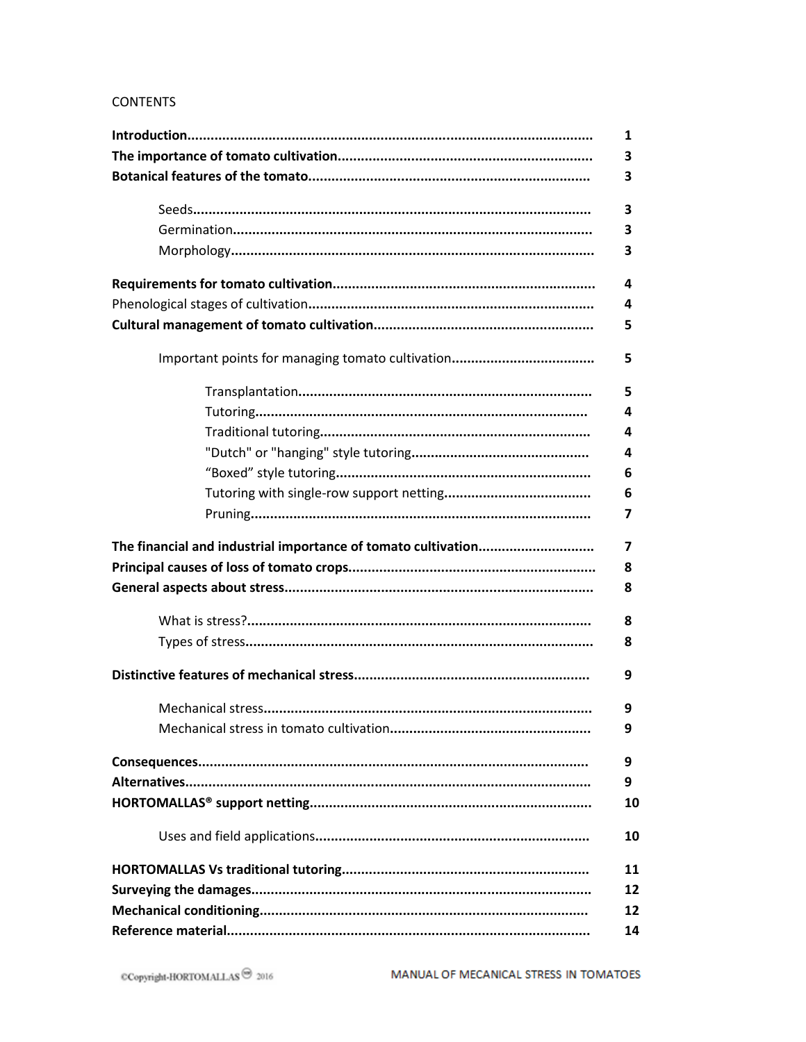CONTENTS

| | |
|---|---|
| **Introduction** | **1** |
| **The importance of tomato cultivation** | **3** |
| **Botanical features of the tomato** | **3** |
| &nbsp;&nbsp;&nbsp;&nbsp;Seeds | **3** |
| &nbsp;&nbsp;&nbsp;&nbsp;Germination | **3** |
| &nbsp;&nbsp;&nbsp;&nbsp;Morphology | **3** |
| **Requirements for tomato cultivation** | **4** |
| Phenological stages of cultivation | **4** |
| **Cultural management of tomato cultivation** | **5** |
| &nbsp;&nbsp;&nbsp;&nbsp;Important points for managing tomato cultivation | **5** |
| &nbsp;&nbsp;&nbsp;&nbsp;&nbsp;&nbsp;&nbsp;&nbsp;Transplantation | **5** |
| &nbsp;&nbsp;&nbsp;&nbsp;&nbsp;&nbsp;&nbsp;&nbsp;Tutoring | **4** |
| &nbsp;&nbsp;&nbsp;&nbsp;&nbsp;&nbsp;&nbsp;&nbsp;Traditional tutoring | **4** |
| &nbsp;&nbsp;&nbsp;&nbsp;&nbsp;&nbsp;&nbsp;&nbsp;"Dutch" or "hanging" style tutoring | **4** |
| &nbsp;&nbsp;&nbsp;&nbsp;&nbsp;&nbsp;&nbsp;&nbsp;"Boxed" style tutoring | **6** |
| &nbsp;&nbsp;&nbsp;&nbsp;&nbsp;&nbsp;&nbsp;&nbsp;Tutoring with single-row support netting | **6** |
| &nbsp;&nbsp;&nbsp;&nbsp;&nbsp;&nbsp;&nbsp;&nbsp;Pruning | **7** |
| **The financial and industrial importance of tomato cultivation** | **7** |
| **Principal causes of loss of tomato crops** | **8** |
| **General aspects about stress** | **8** |
| &nbsp;&nbsp;&nbsp;&nbsp;What is stress? | **8** |
| &nbsp;&nbsp;&nbsp;&nbsp;Types of stress | **8** |
| **Distinctive features of mechanical stress** | **9** |
| &nbsp;&nbsp;&nbsp;&nbsp;Mechanical stress | **9** |
| &nbsp;&nbsp;&nbsp;&nbsp;Mechanical stress in tomato cultivation | **9** |
| **Consequences** | **9** |
| **Alternatives** | **9** |
| **HORTOMALLAS® support netting** | **10** |
| &nbsp;&nbsp;&nbsp;&nbsp;Uses and field applications | **10** |
| **HORTOMALLAS Vs traditional tutoring** | **11** |
| **Surveying the damages** | **12** |
| **Mechanical conditioning** | **12** |
| **Reference material** | **14** |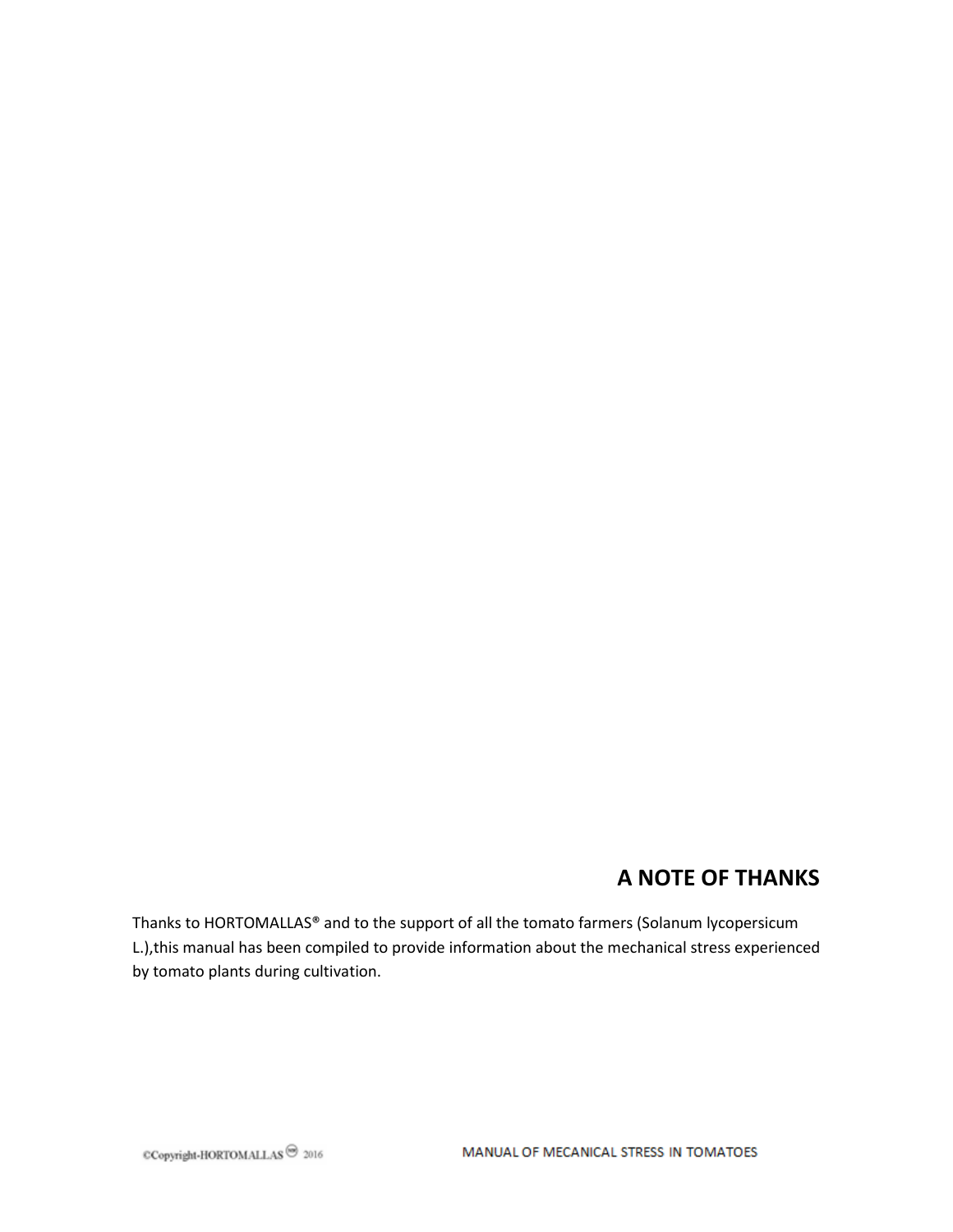## A NOTE OF THANKS

Thanks to HORTOMALLAS® and to the support of all the tomato farmers (Solanum lycopersicum L.),this manual has been compiled to provide information about the mechanical stress experienced by tomato plants during cultivation.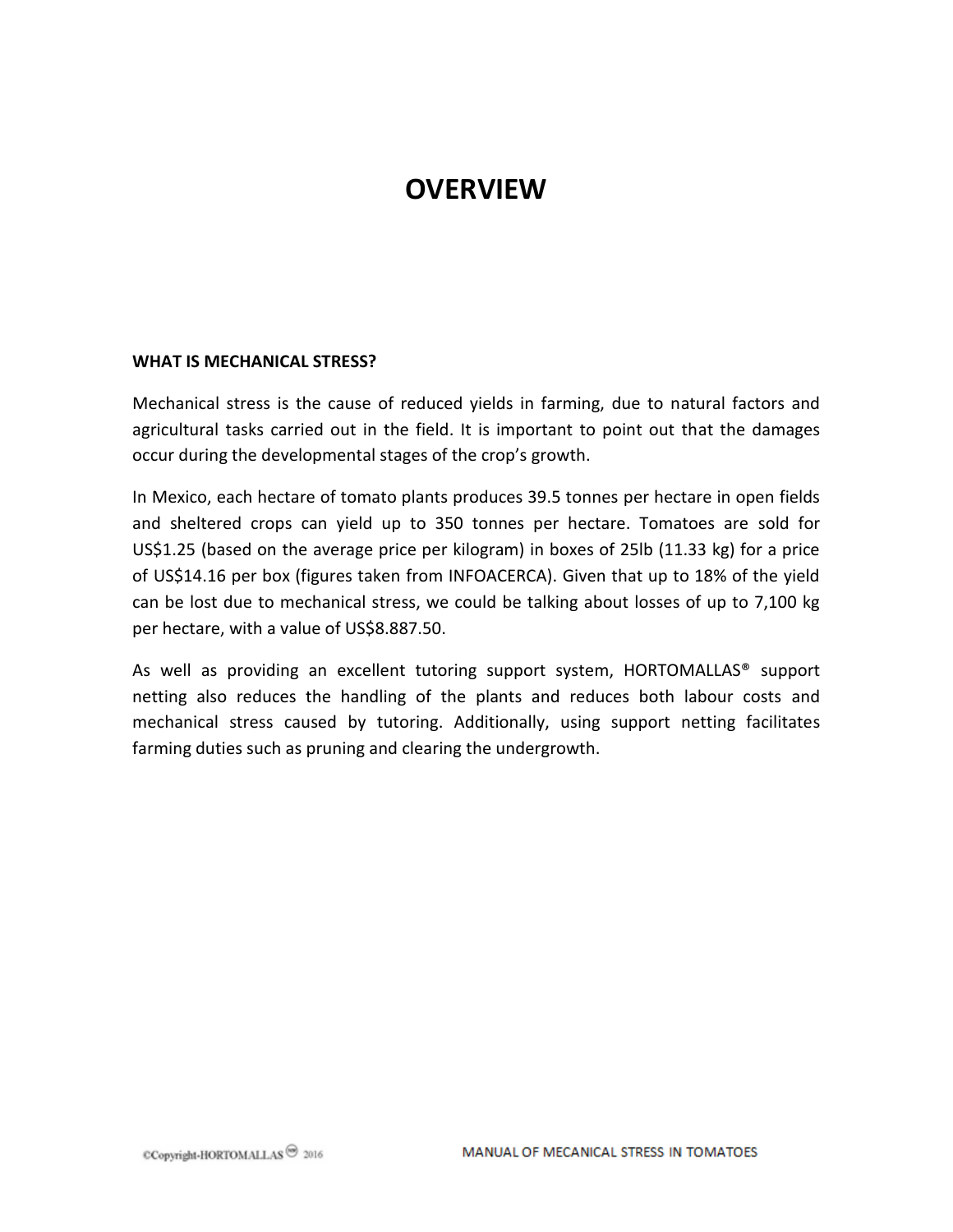# OVERVIEW

**WHAT IS MECHANICAL STRESS?**

Mechanical stress is the cause of reduced yields in farming, due to natural factors and agricultural tasks carried out in the field. It is important to point out that the damages occur during the developmental stages of the crop's growth.

In Mexico, each hectare of tomato plants produces 39.5 tonnes per hectare in open fields and sheltered crops can yield up to 350 tonnes per hectare. Tomatoes are sold for US$1.25 (based on the average price per kilogram) in boxes of 25lb (11.33 kg) for a price of US$14.16 per box (figures taken from INFOACERCA). Given that up to 18% of the yield can be lost due to mechanical stress, we could be talking about losses of up to 7,100 kg per hectare, with a value of US$8.887.50.

As well as providing an excellent tutoring support system, HORTOMALLAS® support netting also reduces the handling of the plants and reduces both labour costs and mechanical stress caused by tutoring. Additionally, using support netting facilitates farming duties such as pruning and clearing the undergrowth.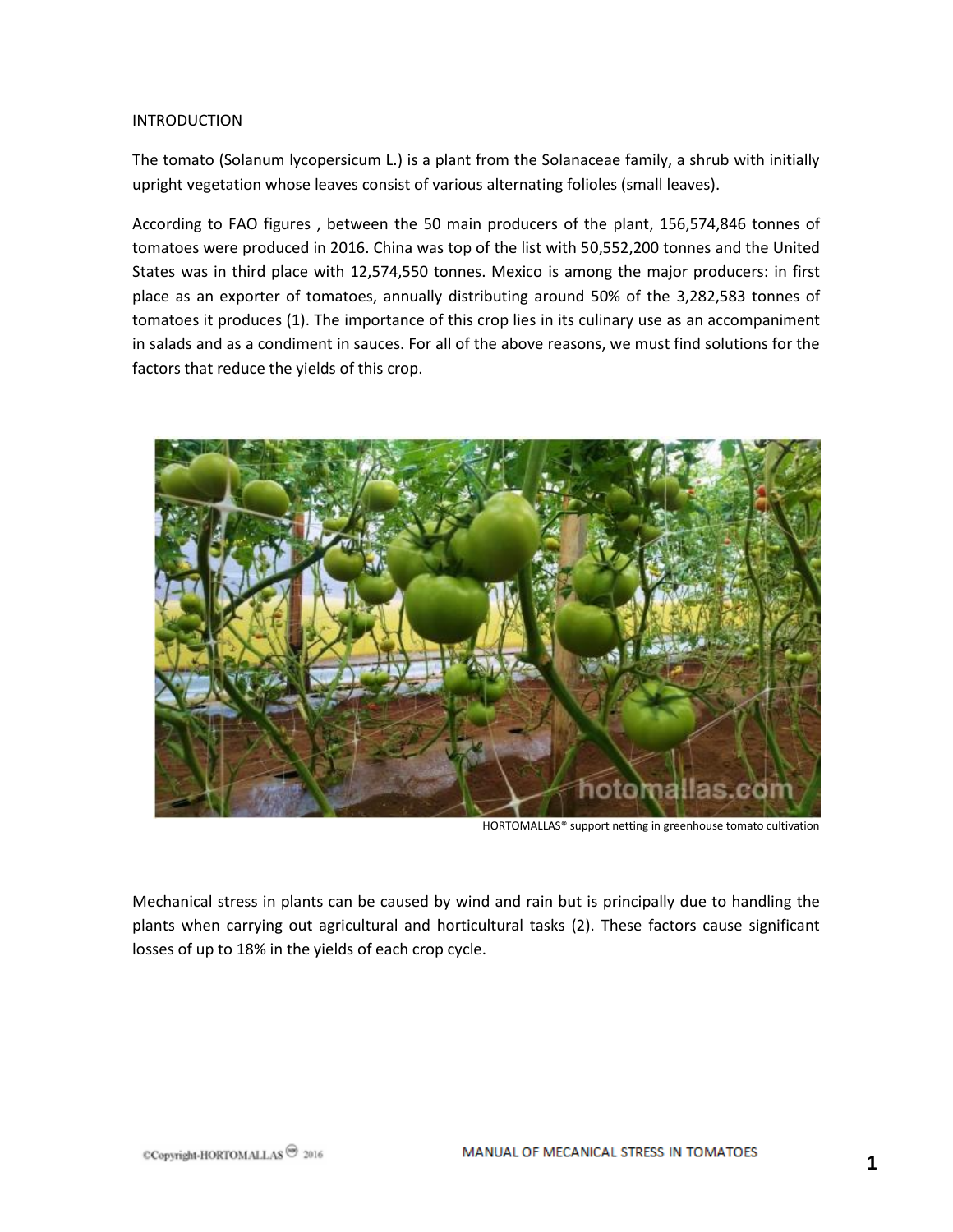INTRODUCTION

The tomato (Solanum lycopersicum L.) is a plant from the Solanaceae family, a shrub with initially upright vegetation whose leaves consist of various alternating folioles (small leaves).

According to FAO figures , between the 50 main producers of the plant, 156,574,846 tonnes of tomatoes were produced in 2016. China was top of the list with 50,552,200 tonnes and the United States was in third place with 12,574,550 tonnes. Mexico is among the major producers: in first place as an exporter of tomatoes, annually distributing around 50% of the 3,282,583 tonnes of tomatoes it produces (1). The importance of this crop lies in its culinary use as an accompaniment in salads and as a condiment in sauces. For all of the above reasons, we must find solutions for the factors that reduce the yields of this crop.

HORTOMALLAS® support netting in greenhouse tomato cultivation

Mechanical stress in plants can be caused by wind and rain but is principally due to handling the plants when carrying out agricultural and horticultural tasks (2). These factors cause significant losses of up to 18% in the yields of each crop cycle.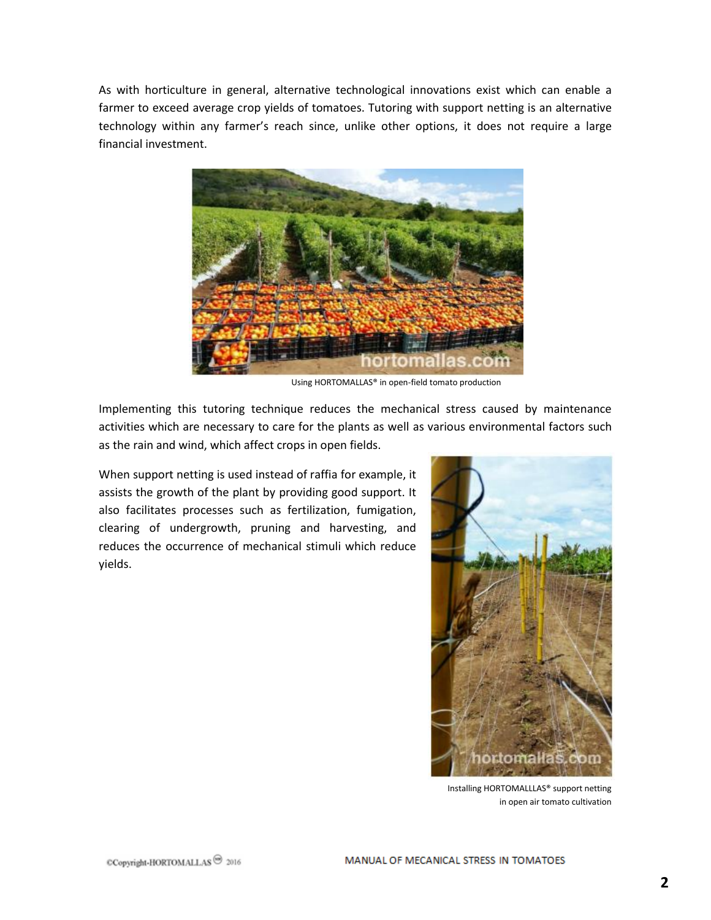As with horticulture in general, alternative technological innovations exist which can enable a farmer to exceed average crop yields of tomatoes. Tutoring with support netting is an alternative technology within any farmer's reach since, unlike other options, it does not require a large financial investment.

Using HORTOMALLAS® in open-field tomato production

Implementing this tutoring technique reduces the mechanical stress caused by maintenance activities which are necessary to care for the plants as well as various environmental factors such as the rain and wind, which affect crops in open fields.

When support netting is used instead of raffia for example, it assists the growth of the plant by providing good support. It also facilitates processes such as fertilization, fumigation, clearing of undergrowth, pruning and harvesting, and reduces the occurrence of mechanical stimuli which reduce yields.

Installing HORTOMALLLAS® support netting in open air tomato cultivation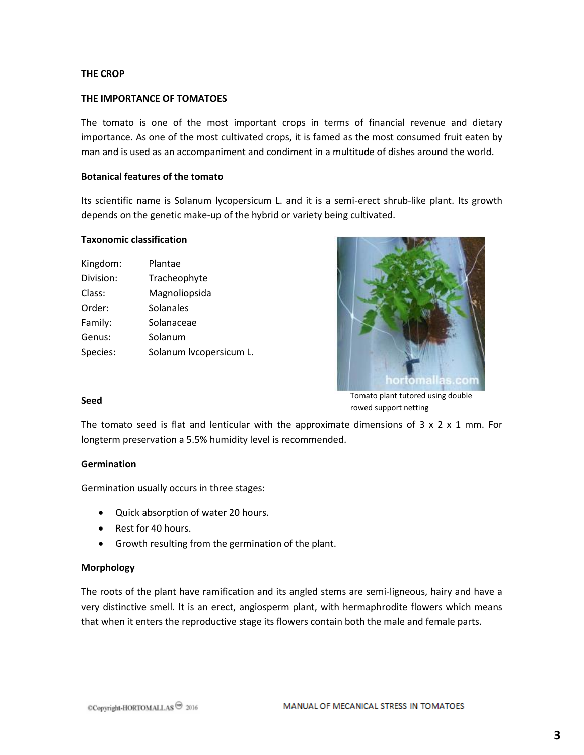## THE CROP

## THE IMPORTANCE OF TOMATOES

The tomato is one of the most important crops in terms of financial revenue and dietary importance. As one of the most cultivated crops, it is famed as the most consumed fruit eaten by man and is used as an accompaniment and condiment in a multitude of dishes around the world.

### Botanical features of the tomato

Its scientific name is Solanum lycopersicum L. and it is a semi-erect shrub-like plant. Its growth depends on the genetic make-up of the hybrid or variety being cultivated.

### Taxonomic classification

| | |
|---|---|
| Kingdom: | Plantae |
| Division: | Tracheophyte |
| Class: | Magnoliopsida |
| Order: | Solanales |
| Family: | Solanaceae |
| Genus: | Solanum |
| Species: | Solanum lvcopersicum L. |

Tomato plant tutored using double rowed support netting

### Seed

The tomato seed is flat and lenticular with the approximate dimensions of 3 x 2 x 1 mm. For longterm preservation a 5.5% humidity level is recommended.

### Germination

Germination usually occurs in three stages:

- Quick absorption of water 20 hours.
- Rest for 40 hours.
- Growth resulting from the germination of the plant.

### Morphology

The roots of the plant have ramification and its angled stems are semi-ligneous, hairy and have a very distinctive smell. It is an erect, angiosperm plant, with hermaphrodite flowers which means that when it enters the reproductive stage its flowers contain both the male and female parts.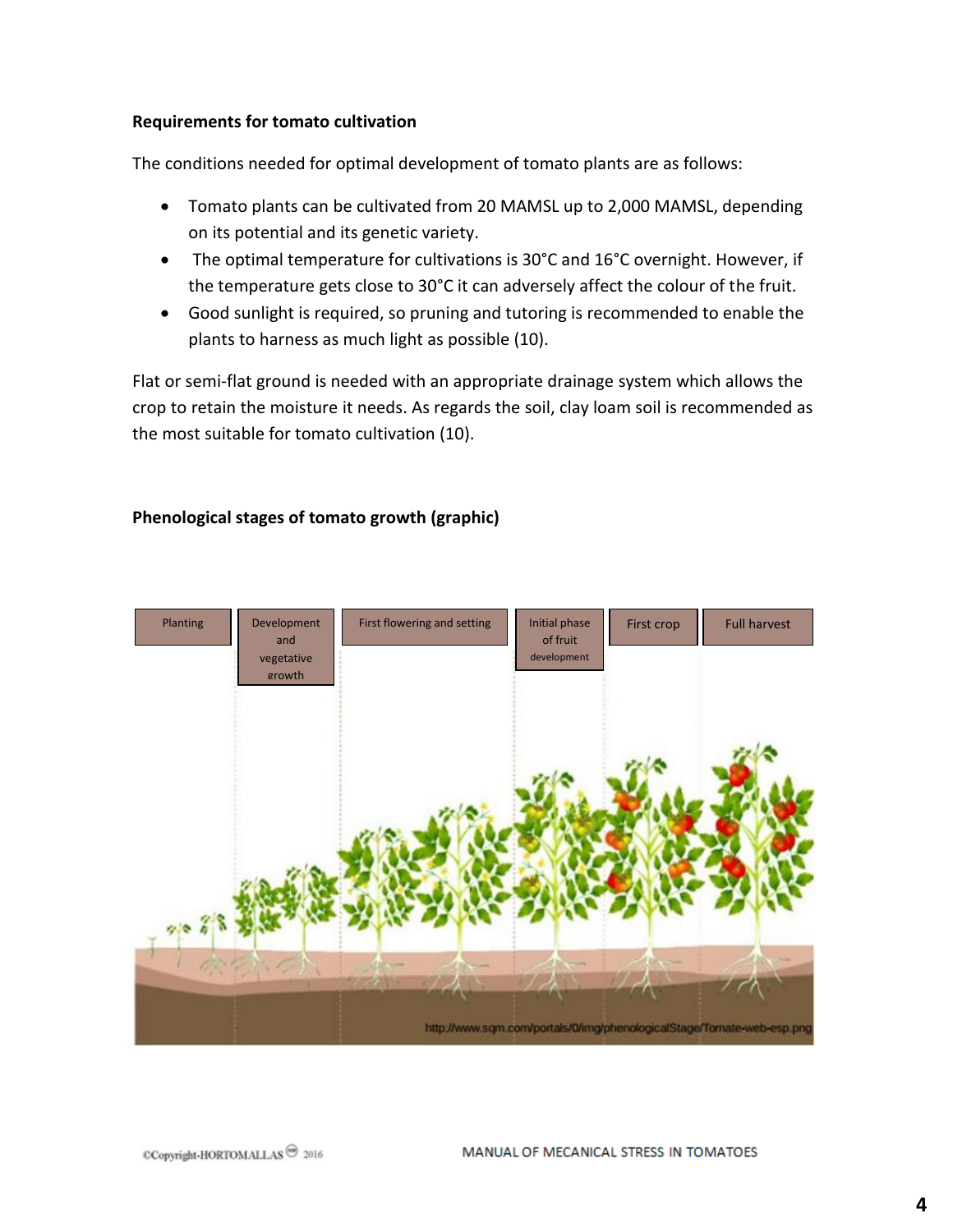### Requirements for tomato cultivation

The conditions needed for optimal development of tomato plants are as follows:

- Tomato plants can be cultivated from 20 MAMSL up to 2,000 MAMSL, depending on its potential and its genetic variety.
- The optimal temperature for cultivations is 30°C and 16°C overnight. However, if the temperature gets close to 30°C it can adversely affect the colour of the fruit.
- Good sunlight is required, so pruning and tutoring is recommended to enable the plants to harness as much light as possible (10).

Flat or semi-flat ground is needed with an appropriate drainage system which allows the crop to retain the moisture it needs. As regards the soil, clay loam soil is recommended as the most suitable for tomato cultivation (10).

### Phenological stages of tomato growth (graphic)

| Planting | Development and vegetative growth | First flowering and setting | Initial phase of fruit development | First crop | Full harvest |
|---|---|---|---|---|---|

http://www.sqm.com/portals/0/img/phenologicalStage/Tomate-web-esp.png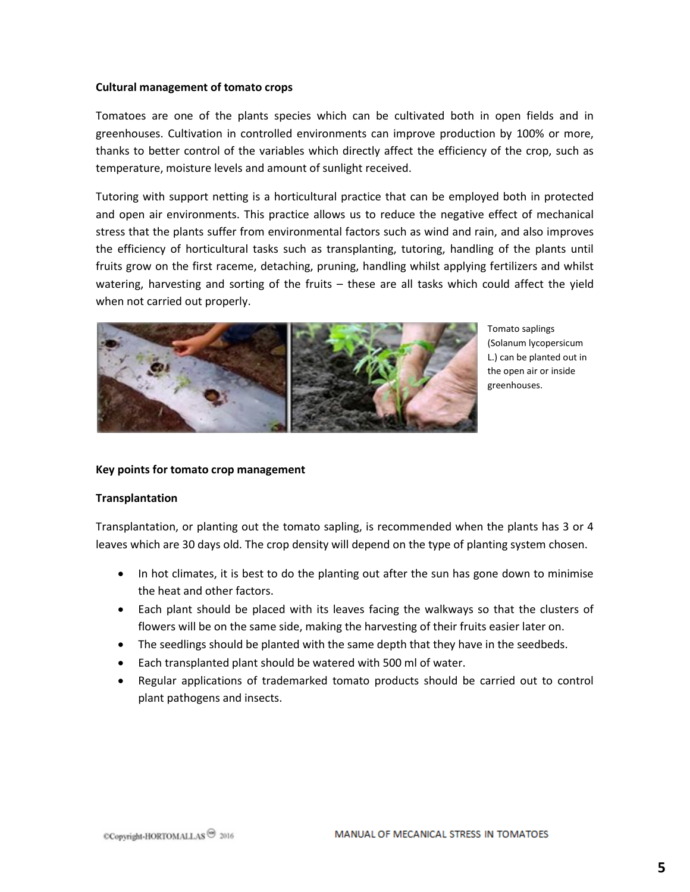**Cultural management of tomato crops**

Tomatoes are one of the plants species which can be cultivated both in open fields and in greenhouses. Cultivation in controlled environments can improve production by 100% or more, thanks to better control of the variables which directly affect the efficiency of the crop, such as temperature, moisture levels and amount of sunlight received.

Tutoring with support netting is a horticultural practice that can be employed both in protected and open air environments. This practice allows us to reduce the negative effect of mechanical stress that the plants suffer from environmental factors such as wind and rain, and also improves the efficiency of horticultural tasks such as transplanting, tutoring, handling of the plants until fruits grow on the first raceme, detaching, pruning, handling whilst applying fertilizers and whilst watering, harvesting and sorting of the fruits – these are all tasks which could affect the yield when not carried out properly.

Tomato saplings (Solanum lycopersicum L.) can be planted out in the open air or inside greenhouses.

**Key points for tomato crop management**

**Transplantation**

Transplantation, or planting out the tomato sapling, is recommended when the plants has 3 or 4 leaves which are 30 days old. The crop density will depend on the type of planting system chosen.

- In hot climates, it is best to do the planting out after the sun has gone down to minimise the heat and other factors.
- Each plant should be placed with its leaves facing the walkways so that the clusters of flowers will be on the same side, making the harvesting of their fruits easier later on.
- The seedlings should be planted with the same depth that they have in the seedbeds.
- Each transplanted plant should be watered with 500 ml of water.
- Regular applications of trademarked tomato products should be carried out to control plant pathogens and insects.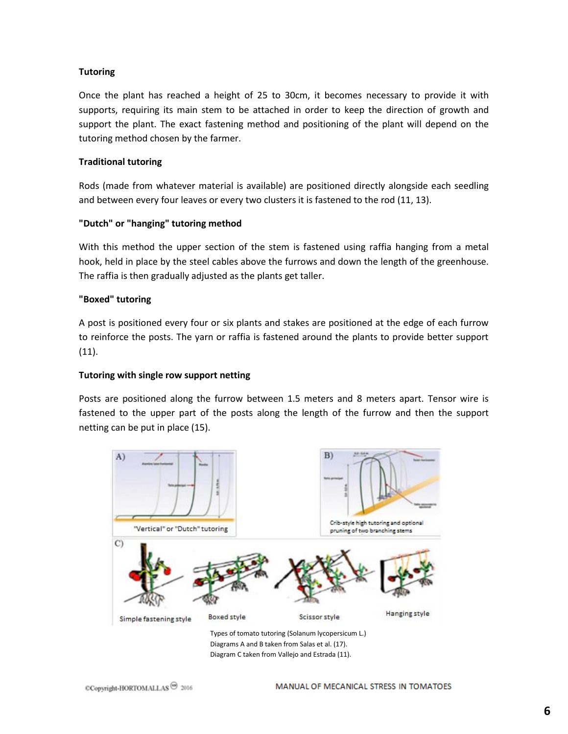**Tutoring**

Once the plant has reached a height of 25 to 30cm, it becomes necessary to provide it with supports, requiring its main stem to be attached in order to keep the direction of growth and support the plant. The exact fastening method and positioning of the plant will depend on the tutoring method chosen by the farmer.

**Traditional tutoring**

Rods (made from whatever material is available) are positioned directly alongside each seedling and between every four leaves or every two clusters it is fastened to the rod (11, 13).

**"Dutch" or "hanging" tutoring method**

With this method the upper section of the stem is fastened using raffia hanging from a metal hook, held in place by the steel cables above the furrows and down the length of the greenhouse. The raffia is then gradually adjusted as the plants get taller.

**"Boxed" tutoring**

A post is positioned every four or six plants and stakes are positioned at the edge of each furrow to reinforce the posts. The yarn or raffia is fastened around the plants to provide better support (11).

**Tutoring with single row support netting**

Posts are positioned along the furrow between 1.5 meters and 8 meters apart. Tensor wire is fastened to the upper part of the posts along the length of the furrow and then the support netting can be put in place (15).

A) "Vertical" or "Dutch" tutoring

B) Crib-style high tutoring and optional pruning of two branching stems

C) Simple fastening style — Boxed style — Scissor style — Hanging style

Types of tomato tutoring (Solanum lycopersicum L.)
Diagrams A and B taken from Salas et al. (17).
Diagram C taken from Vallejo and Estrada (11).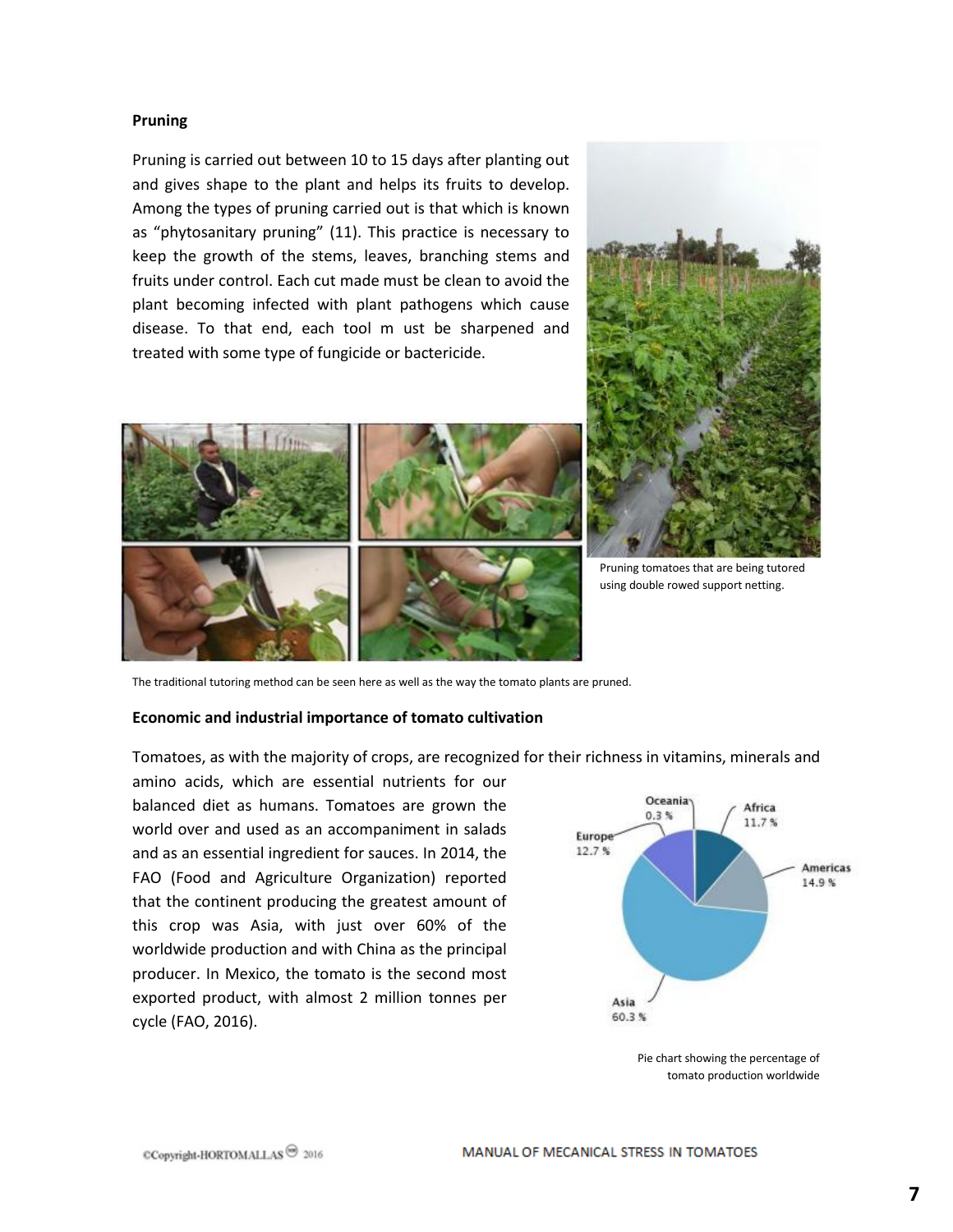**Pruning**

Pruning is carried out between 10 to 15 days after planting out and gives shape to the plant and helps its fruits to develop. Among the types of pruning carried out is that which is known as "phytosanitary pruning" (11). This practice is necessary to keep the growth of the stems, leaves, branching stems and fruits under control. Each cut made must be clean to avoid the plant becoming infected with plant pathogens which cause disease. To that end, each tool m ust be sharpened and treated with some type of fungicide or bactericide.

Pruning tomatoes that are being tutored using double rowed support netting.

The traditional tutoring method can be seen here as well as the way the tomato plants are pruned.

**Economic and industrial importance of tomato cultivation**

Tomatoes, as with the majority of crops, are recognized for their richness in vitamins, minerals and amino acids, which are essential nutrients for our balanced diet as humans. Tomatoes are grown the world over and used as an accompaniment in salads and as an essential ingredient for sauces. In 2014, the FAO (Food and Agriculture Organization) reported that the continent producing the greatest amount of this crop was Asia, with just over 60% of the worldwide production and with China as the principal producer. In Mexico, the tomato is the second most exported product, with almost 2 million tonnes per cycle (FAO, 2016).

Oceania 0.3 %; Africa 11.7 %; Europe 12.7 %; Americas 14.9 %; Asia 60.3 %

Pie chart showing the percentage of tomato production worldwide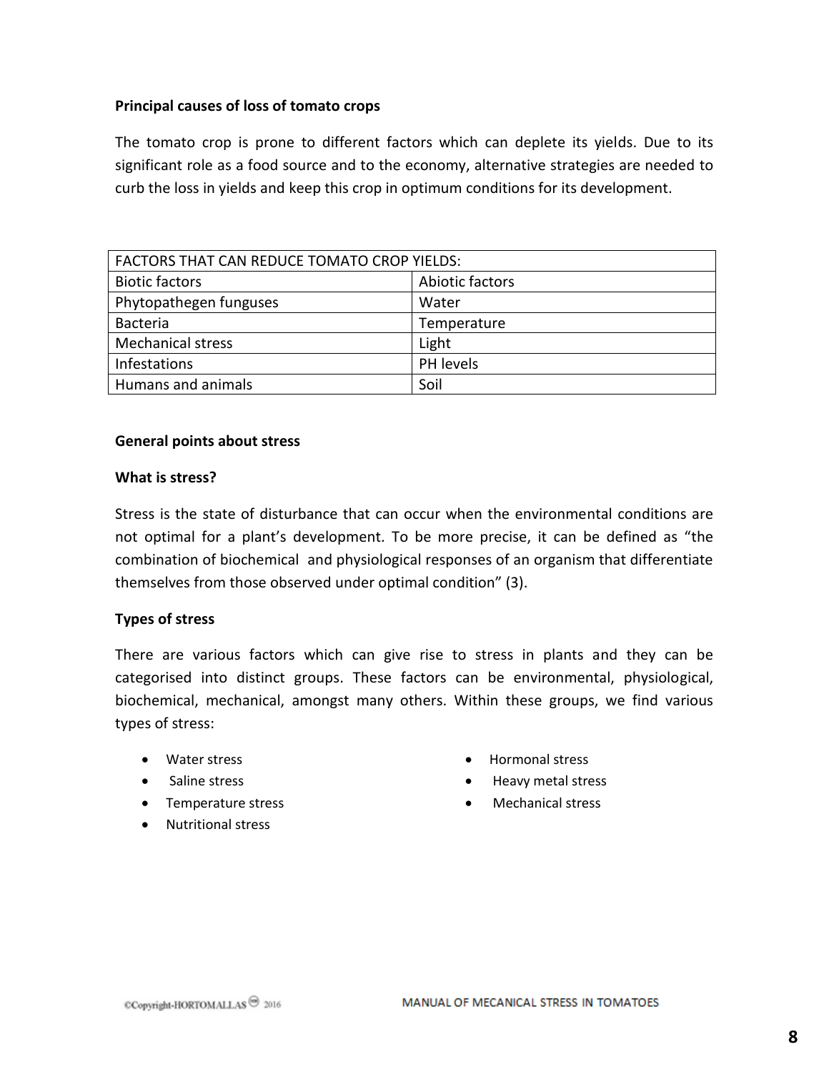**Principal causes of loss of tomato crops**

The tomato crop is prone to different factors which can deplete its yields. Due to its significant role as a food source and to the economy, alternative strategies are needed to curb the loss in yields and keep this crop in optimum conditions for its development.

| FACTORS THAT CAN REDUCE TOMATO CROP YIELDS: | |
|---|---|
| Biotic factors | Abiotic factors |
| Phytopathegen funguses | Water |
| Bacteria | Temperature |
| Mechanical stress | Light |
| Infestations | PH levels |
| Humans and animals | Soil |

**General points about stress**

**What is stress?**

Stress is the state of disturbance that can occur when the environmental conditions are not optimal for a plant's development. To be more precise, it can be defined as "the combination of biochemical and physiological responses of an organism that differentiate themselves from those observed under optimal condition" (3).

**Types of stress**

There are various factors which can give rise to stress in plants and they can be categorised into distinct groups. These factors can be environmental, physiological, biochemical, mechanical, amongst many others. Within these groups, we find various types of stress:

- Water stress
- Saline stress
- Temperature stress
- Nutritional stress
- Hormonal stress
- Heavy metal stress
- Mechanical stress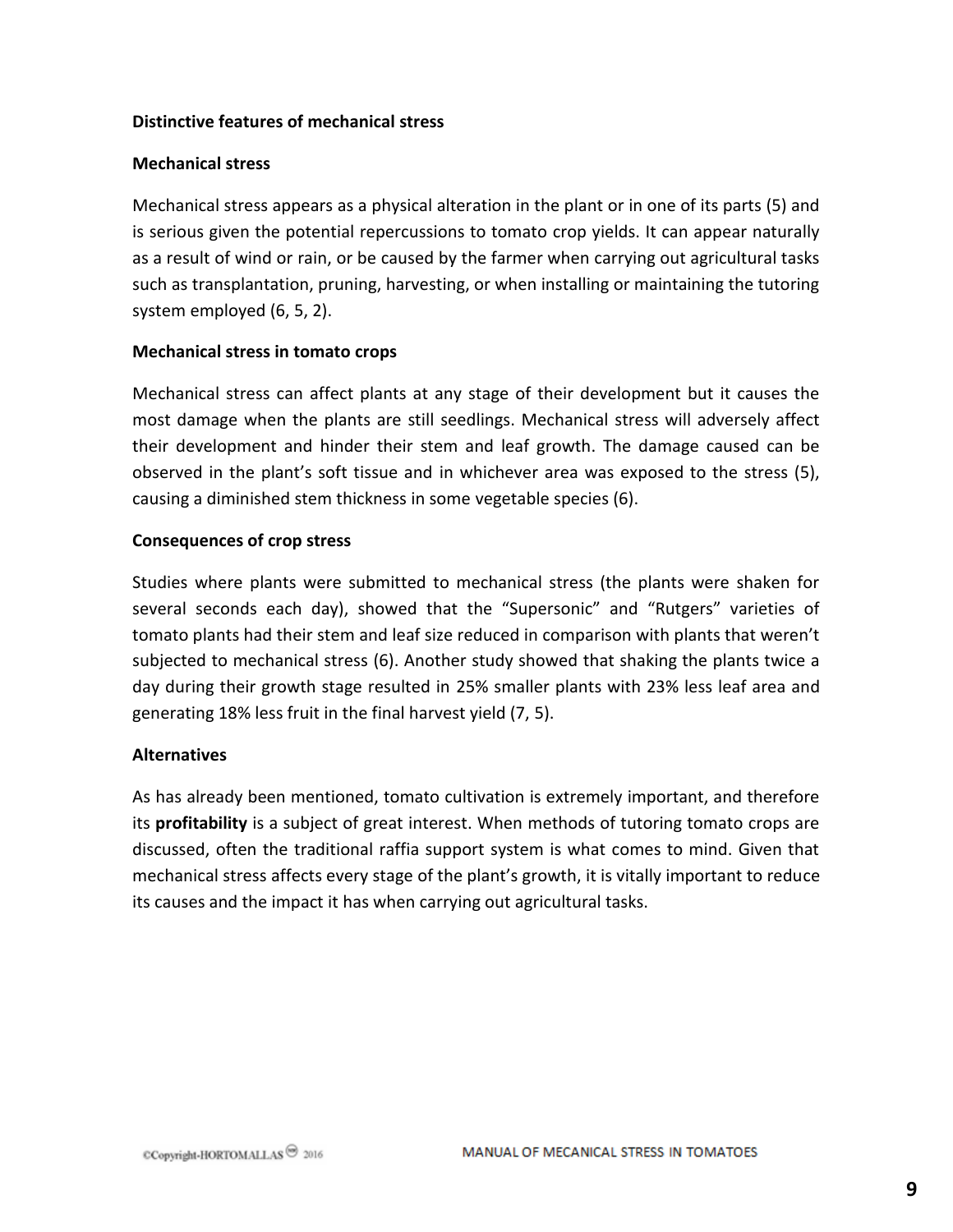## Distinctive features of mechanical stress

### Mechanical stress

Mechanical stress appears as a physical alteration in the plant or in one of its parts (5) and is serious given the potential repercussions to tomato crop yields. It can appear naturally as a result of wind or rain, or be caused by the farmer when carrying out agricultural tasks such as transplantation, pruning, harvesting, or when installing or maintaining the tutoring system employed (6, 5, 2).

### Mechanical stress in tomato crops

Mechanical stress can affect plants at any stage of their development but it causes the most damage when the plants are still seedlings. Mechanical stress will adversely affect their development and hinder their stem and leaf growth. The damage caused can be observed in the plant's soft tissue and in whichever area was exposed to the stress (5), causing a diminished stem thickness in some vegetable species (6).

### Consequences of crop stress

Studies where plants were submitted to mechanical stress (the plants were shaken for several seconds each day), showed that the "Supersonic" and "Rutgers" varieties of tomato plants had their stem and leaf size reduced in comparison with plants that weren't subjected to mechanical stress (6). Another study showed that shaking the plants twice a day during their growth stage resulted in 25% smaller plants with 23% less leaf area and generating 18% less fruit in the final harvest yield (7, 5).

### Alternatives

As has already been mentioned, tomato cultivation is extremely important, and therefore its **profitability** is a subject of great interest. When methods of tutoring tomato crops are discussed, often the traditional raffia support system is what comes to mind. Given that mechanical stress affects every stage of the plant's growth, it is vitally important to reduce its causes and the impact it has when carrying out agricultural tasks.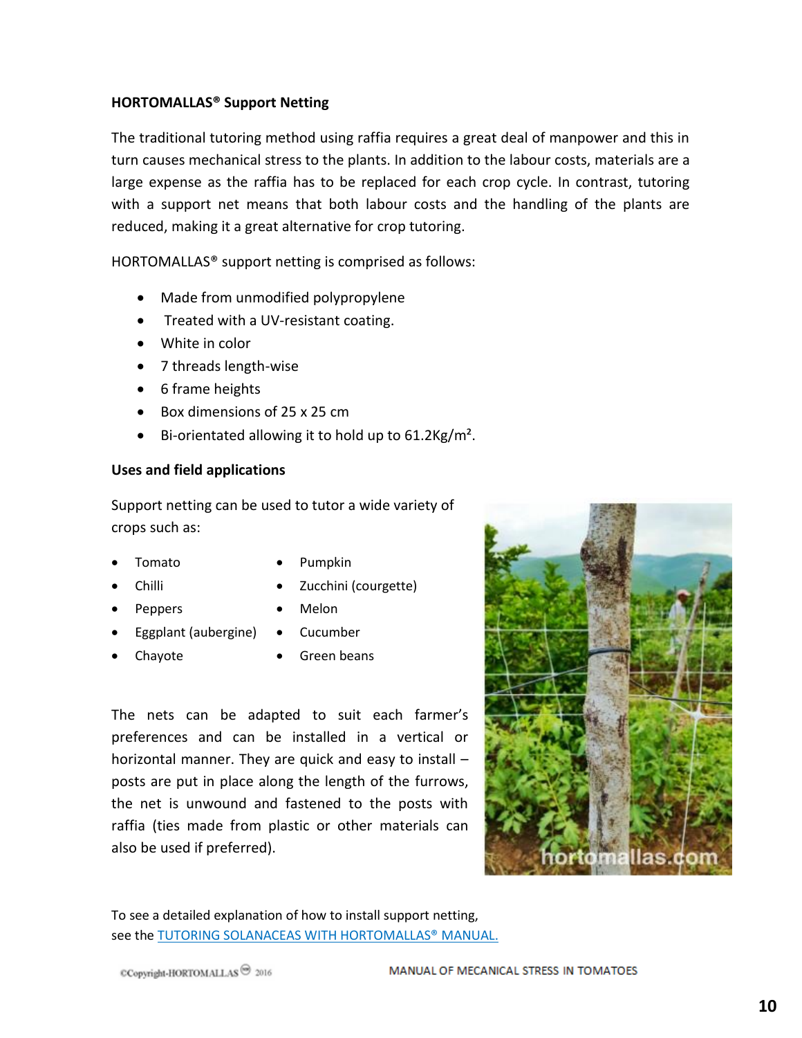**HORTOMALLAS® Support Netting**

The traditional tutoring method using raffia requires a great deal of manpower and this in turn causes mechanical stress to the plants. In addition to the labour costs, materials are a large expense as the raffia has to be replaced for each crop cycle. In contrast, tutoring with a support net means that both labour costs and the handling of the plants are reduced, making it a great alternative for crop tutoring.

HORTOMALLAS® support netting is comprised as follows:

- Made from unmodified polypropylene
- Treated with a UV-resistant coating.
- White in color
- 7 threads length-wise
- 6 frame heights
- Box dimensions of 25 x 25 cm
- Bi-orientated allowing it to hold up to 61.2Kg/m².

**Uses and field applications**

Support netting can be used to tutor a wide variety of crops such as:

- Tomato
- Chilli
- Peppers
- Eggplant (aubergine)
- Chayote
- Pumpkin
- Zucchini (courgette)
- Melon
- Cucumber
- Green beans

The nets can be adapted to suit each farmer's preferences and can be installed in a vertical or horizontal manner. They are quick and easy to install – posts are put in place along the length of the furrows, the net is unwound and fastened to the posts with raffia (ties made from plastic or other materials can also be used if preferred).

To see a detailed explanation of how to install support netting, see the [TUTORING SOLANACEAS WITH HORTOMALLAS® MANUAL.]()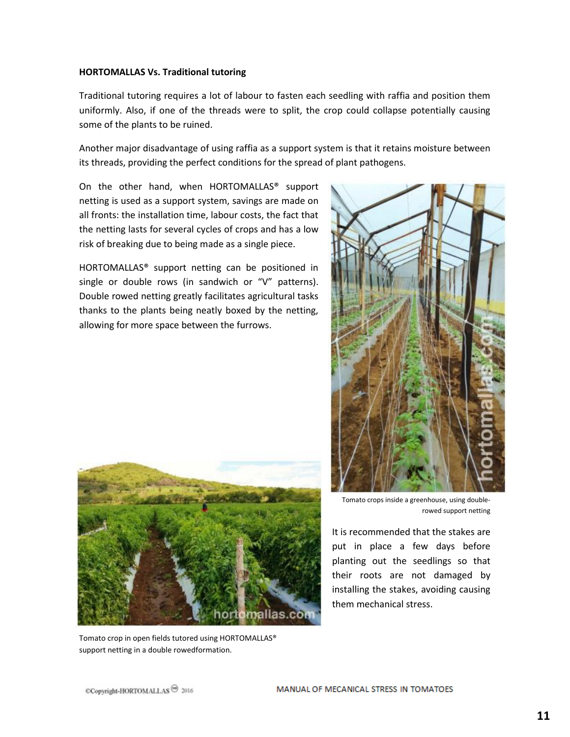**HORTOMALLAS Vs. Traditional tutoring**

Traditional tutoring requires a lot of labour to fasten each seedling with raffia and position them uniformly. Also, if one of the threads were to split, the crop could collapse potentially causing some of the plants to be ruined.

Another major disadvantage of using raffia as a support system is that it retains moisture between its threads, providing the perfect conditions for the spread of plant pathogens.

On the other hand, when HORTOMALLAS® support netting is used as a support system, savings are made on all fronts: the installation time, labour costs, the fact that the netting lasts for several cycles of crops and has a low risk of breaking due to being made as a single piece.

HORTOMALLAS® support netting can be positioned in single or double rows (in sandwich or "V" patterns). Double rowed netting greatly facilitates agricultural tasks thanks to the plants being neatly boxed by the netting, allowing for more space between the furrows.

Tomato crops inside a greenhouse, using double-rowed support netting

It is recommended that the stakes are put in place a few days before planting out the seedlings so that their roots are not damaged by installing the stakes, avoiding causing them mechanical stress.

Tomato crop in open fields tutored using HORTOMALLAS® support netting in a double rowedformation.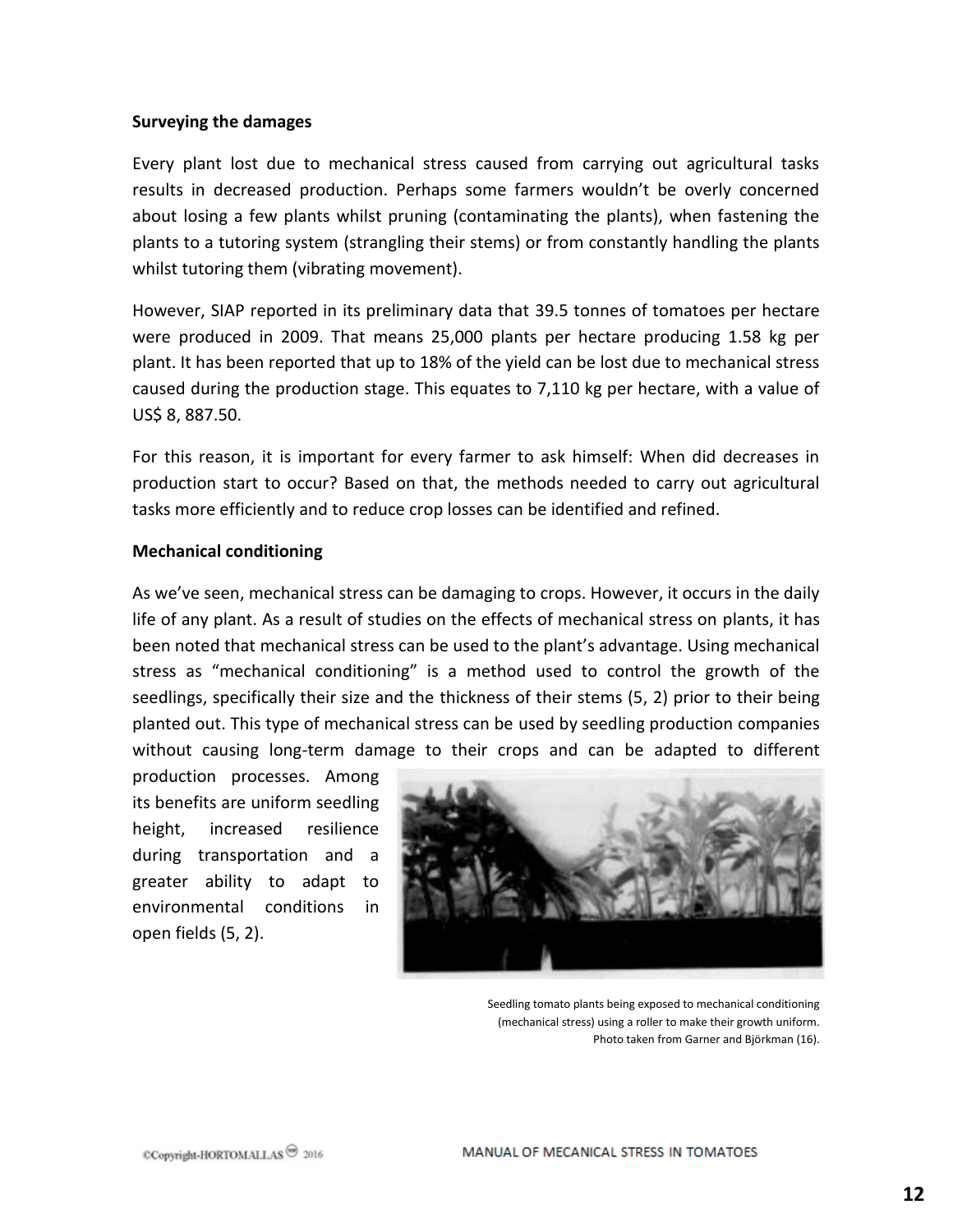**Surveying the damages**

Every plant lost due to mechanical stress caused from carrying out agricultural tasks results in decreased production. Perhaps some farmers wouldn't be overly concerned about losing a few plants whilst pruning (contaminating the plants), when fastening the plants to a tutoring system (strangling their stems) or from constantly handling the plants whilst tutoring them (vibrating movement).

However, SIAP reported in its preliminary data that 39.5 tonnes of tomatoes per hectare were produced in 2009. That means 25,000 plants per hectare producing 1.58 kg per plant. It has been reported that up to 18% of the yield can be lost due to mechanical stress caused during the production stage. This equates to 7,110 kg per hectare, with a value of US$ 8, 887.50.

For this reason, it is important for every farmer to ask himself: When did decreases in production start to occur? Based on that, the methods needed to carry out agricultural tasks more efficiently and to reduce crop losses can be identified and refined.

**Mechanical conditioning**

As we've seen, mechanical stress can be damaging to crops. However, it occurs in the daily life of any plant. As a result of studies on the effects of mechanical stress on plants, it has been noted that mechanical stress can be used to the plant's advantage. Using mechanical stress as "mechanical conditioning" is a method used to control the growth of the seedlings, specifically their size and the thickness of their stems (5, 2) prior to their being planted out. This type of mechanical stress can be used by seedling production companies without causing long-term damage to their crops and can be adapted to different production processes. Among its benefits are uniform seedling height, increased resilience during transportation and a greater ability to adapt to environmental conditions in open fields (5, 2).

Seedling tomato plants being exposed to mechanical conditioning (mechanical stress) using a roller to make their growth uniform. Photo taken from Garner and Björkman (16).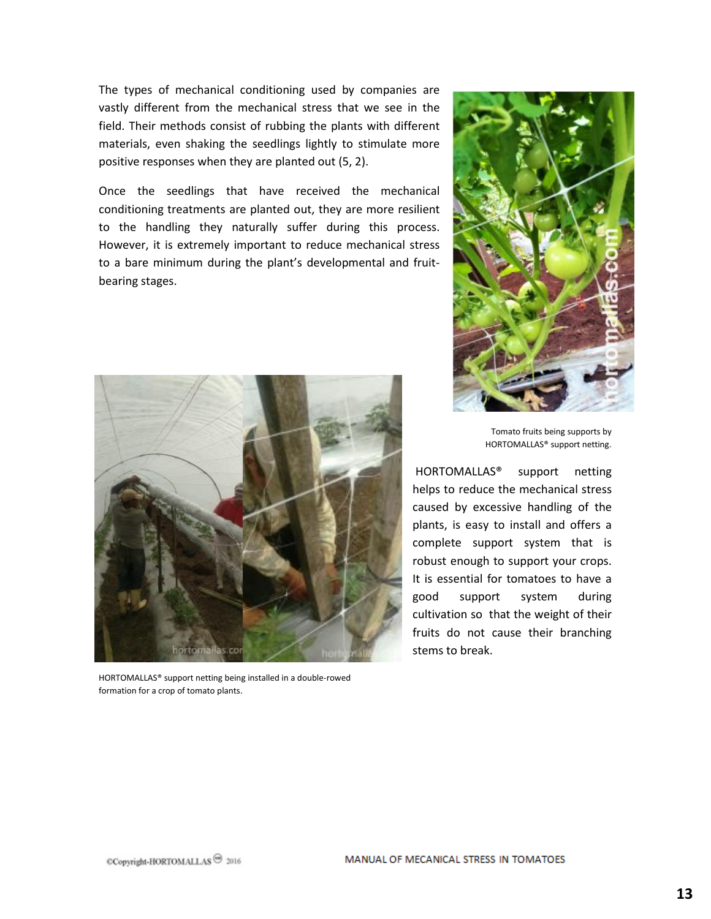The types of mechanical conditioning used by companies are vastly different from the mechanical stress that we see in the field. Their methods consist of rubbing the plants with different materials, even shaking the seedlings lightly to stimulate more positive responses when they are planted out (5, 2).

Once the seedlings that have received the mechanical conditioning treatments are planted out, they are more resilient to the handling they naturally suffer during this process. However, it is extremely important to reduce mechanical stress to a bare minimum during the plant's developmental and fruit-bearing stages.

Tomato fruits being supports by HORTOMALLAS® support netting.

HORTOMALLAS® support netting helps to reduce the mechanical stress caused by excessive handling of the plants, is easy to install and offers a complete support system that is robust enough to support your crops. It is essential for tomatoes to have a good support system during cultivation so that the weight of their fruits do not cause their branching stems to break.

HORTOMALLAS® support netting being installed in a double-rowed formation for a crop of tomato plants.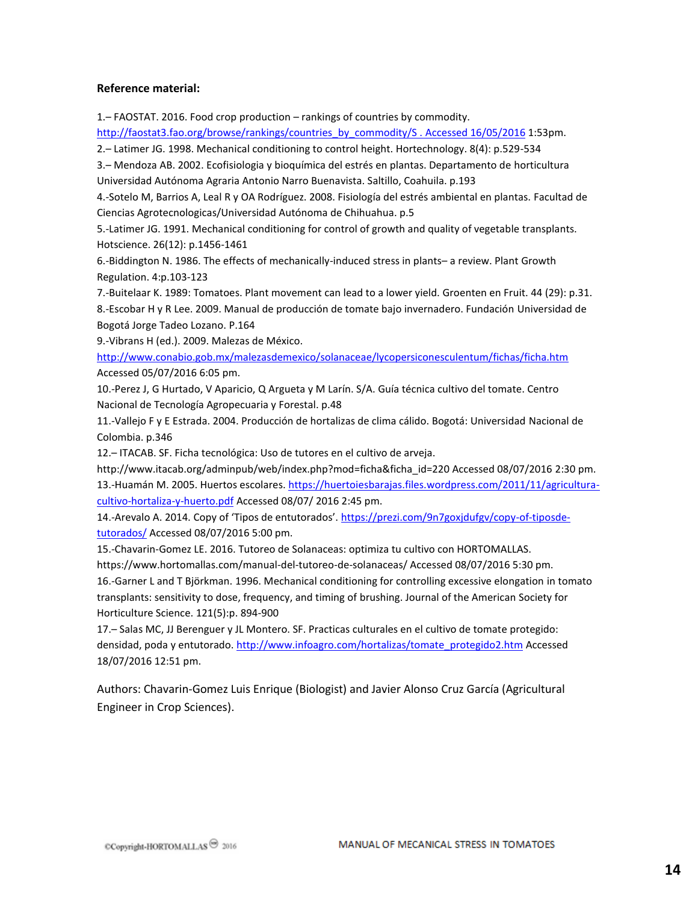**Reference material:**

1.– FAOSTAT. 2016. Food crop production – rankings of countries by commodity. http://faostat3.fao.org/browse/rankings/countries_by_commodity/S . Accessed 16/05/2016 1:53pm.

2.– Latimer JG. 1998. Mechanical conditioning to control height. Hortechnology. 8(4): p.529-534

3.– Mendoza AB. 2002. Ecofisiologia y bioquímica del estrés en plantas. Departamento de horticultura Universidad Autónoma Agraria Antonio Narro Buenavista. Saltillo, Coahuila. p.193

4.-Sotelo M, Barrios A, Leal R y OA Rodríguez. 2008. Fisiología del estrés ambiental en plantas. Facultad de Ciencias Agrotecnologicas/Universidad Autónoma de Chihuahua. p.5

5.-Latimer JG. 1991. Mechanical conditioning for control of growth and quality of vegetable transplants. Hotscience. 26(12): p.1456-1461

6.-Biddington N. 1986. The effects of mechanically-induced stress in plants– a review. Plant Growth Regulation. 4:p.103-123

7.-Buitelaar K. 1989: Tomatoes. Plant movement can lead to a lower yield. Groenten en Fruit. 44 (29): p.31.

8.-Escobar H y R Lee. 2009. Manual de producción de tomate bajo invernadero. Fundación Universidad de Bogotá Jorge Tadeo Lozano. P.164

9.-Vibrans H (ed.). 2009. Malezas de México. http://www.conabio.gob.mx/malezasdemexico/solanaceae/lycopersiconesculentum/fichas/ficha.htm Accessed 05/07/2016 6:05 pm.

10.-Perez J, G Hurtado, V Aparicio, Q Argueta y M Larín. S/A. Guía técnica cultivo del tomate. Centro Nacional de Tecnología Agropecuaria y Forestal. p.48

11.-Vallejo F y E Estrada. 2004. Producción de hortalizas de clima cálido. Bogotá: Universidad Nacional de Colombia. p.346

12.– ITACAB. SF. Ficha tecnológica: Uso de tutores en el cultivo de arveja. http://www.itacab.org/adminpub/web/index.php?mod=ficha&ficha_id=220 Accessed 08/07/2016 2:30 pm.

13.-Huamán M. 2005. Huertos escolares. https://huertoiesbarajas.files.wordpress.com/2011/11/agricultura-cultivo-hortaliza-y-huerto.pdf Accessed 08/07/ 2016 2:45 pm.

14.-Arevalo A. 2014. Copy of 'Tipos de entutorados'. https://prezi.com/9n7goxjdufgv/copy-of-tiposde-tutorados/ Accessed 08/07/2016 5:00 pm.

15.-Chavarin-Gomez LE. 2016. Tutoreo de Solanaceas: optimiza tu cultivo con HORTOMALLAS. https://www.hortomallas.com/manual-del-tutoreo-de-solanaceas/ Accessed 08/07/2016 5:30 pm.

16.-Garner L and T Björkman. 1996. Mechanical conditioning for controlling excessive elongation in tomato transplants: sensitivity to dose, frequency, and timing of brushing. Journal of the American Society for Horticulture Science. 121(5):p. 894-900

17.– Salas MC, JJ Berenguer y JL Montero. SF. Practicas culturales en el cultivo de tomate protegido: densidad, poda y entutorado. http://www.infoagro.com/hortalizas/tomate_protegido2.htm Accessed 18/07/2016 12:51 pm.

Authors: Chavarin-Gomez Luis Enrique (Biologist) and Javier Alonso Cruz García (Agricultural Engineer in Crop Sciences).